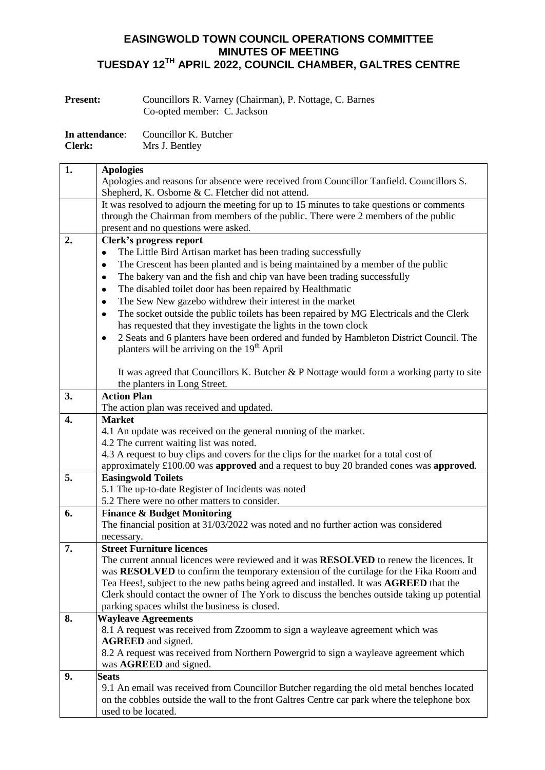# EASINGWOLD TOWN COUNCIL OPERATIONS COMMITTEE
# MINUTES OF MEETING
# TUESDAY 12TH APRIL 2022, COUNCIL CHAMBER, GALTRES CENTRE

**Present:** Councillors R. Varney (Chairman), P. Nottage, C. Barnes
Co-opted member: C. Jackson

**In attendance**: Councillor K. Butcher
**Clerk:** Mrs J. Bentley

| | |
|---|---|
| **1.** | **Apologies**<br>Apologies and reasons for absence were received from Councillor Tanfield. Councillors S. Shepherd, K. Osborne & C. Fletcher did not attend. |
| | It was resolved to adjourn the meeting for up to 15 minutes to take questions or comments through the Chairman from members of the public. There were 2 members of the public present and no questions were asked. |
| **2.** | **Clerk's progress report**<br>• The Little Bird Artisan market has been trading successfully<br>• The Crescent has been planted and is being maintained by a member of the public<br>• The bakery van and the fish and chip van have been trading successfully<br>• The disabled toilet door has been repaired by Healthmatic<br>• The Sew New gazebo withdrew their interest in the market<br>• The socket outside the public toilets has been repaired by MG Electricals and the Clerk has requested that they investigate the lights in the town clock<br>• 2 Seats and 6 planters have been ordered and funded by Hambleton District Council. The planters will be arriving on the 19th April<br><br>It was agreed that Councillors K. Butcher & P Nottage would form a working party to site the planters in Long Street. |
| **3.** | **Action Plan**<br>The action plan was received and updated. |
| **4.** | **Market**<br>4.1 An update was received on the general running of the market.<br>4.2 The current waiting list was noted.<br>4.3 A request to buy clips and covers for the clips for the market for a total cost of approximately £100.00 was **approved** and a request to buy 20 branded cones was **approved**. |
| **5.** | **Easingwold Toilets**<br>5.1 The up-to-date Register of Incidents was noted<br>5.2 There were no other matters to consider. |
| **6.** | **Finance & Budget Monitoring**<br>The financial position at 31/03/2022 was noted and no further action was considered necessary. |
| **7.** | **Street Furniture licences**<br>The current annual licences were reviewed and it was **RESOLVED** to renew the licences. It was **RESOLVED** to confirm the temporary extension of the curtilage for the Fika Room and Tea Hees!, subject to the new paths being agreed and installed. It was **AGREED** that the Clerk should contact the owner of The York to discuss the benches outside taking up potential parking spaces whilst the business is closed. |
| **8.** | **Wayleave Agreements**<br>8.1 A request was received from Zzoomm to sign a wayleave agreement which was **AGREED** and signed.<br>8.2 A request was received from Northern Powergrid to sign a wayleave agreement which was **AGREED** and signed. |
| **9.** | **Seats**<br>9.1 An email was received from Councillor Butcher regarding the old metal benches located on the cobbles outside the wall to the front Galtres Centre car park where the telephone box used to be located. |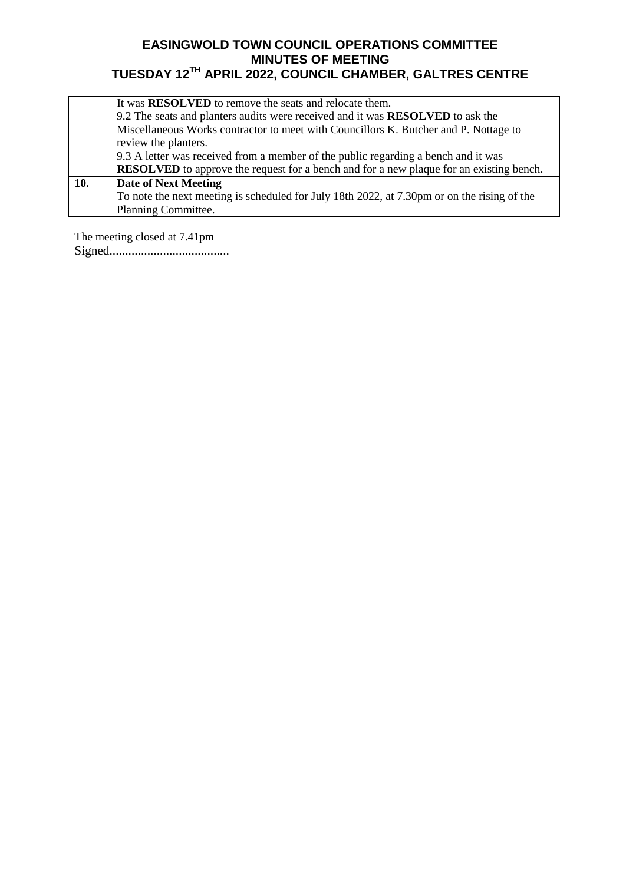# EASINGWOLD TOWN COUNCIL OPERATIONS COMMITTEE
## MINUTES OF MEETING
## TUESDAY 12TH APRIL 2022, COUNCIL CHAMBER, GALTRES CENTRE

| | |
|---|---|
| | It was **RESOLVED** to remove the seats and relocate them.<br>9.2 The seats and planters audits were received and it was **RESOLVED** to ask the Miscellaneous Works contractor to meet with Councillors K. Butcher and P. Nottage to review the planters.<br>9.3 A letter was received from a member of the public regarding a bench and it was **RESOLVED** to approve the request for a bench and for a new plaque for an existing bench. |
| **10.** | **Date of Next Meeting**<br>To note the next meeting is scheduled for July 18th 2022, at 7.30pm or on the rising of the Planning Committee. |

The meeting closed at 7.41pm

Signed......................................